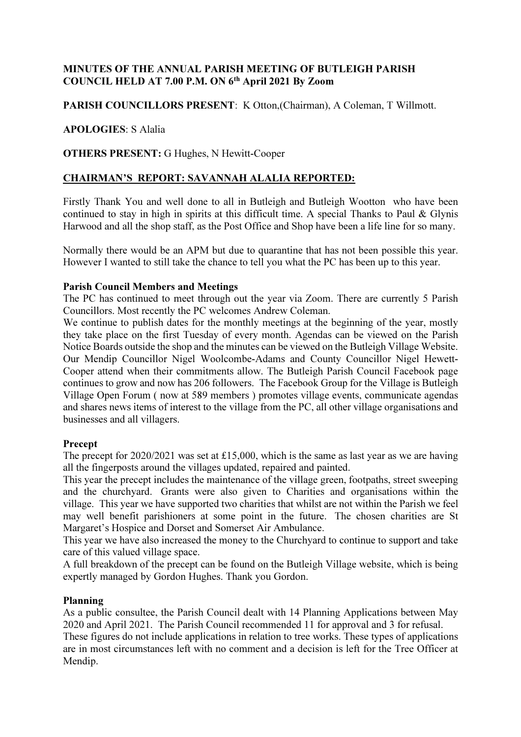**MINUTES OF THE ANNUAL PARISH MEETING OF BUTLEIGH PARISH COUNCIL HELD AT 7.00 P.M. ON 6th April 2021 By Zoom**

**PARISH COUNCILLORS PRESENT**: K Otton,(Chairman), A Coleman, T Willmott.

**APOLOGIES**: S Alalia

**OTHERS PRESENT:** G Hughes, N Hewitt-Cooper

**CHAIRMAN'S REPORT: SAVANNAH ALALIA REPORTED:**

Firstly Thank You and well done to all in Butleigh and Butleigh Wootton who have been continued to stay in high in spirits at this difficult time. A special Thanks to Paul & Glynis Harwood and all the shop staff, as the Post Office and Shop have been a life line for so many.

Normally there would be an APM but due to quarantine that has not been possible this year. However I wanted to still take the chance to tell you what the PC has been up to this year.

**Parish Council Members and Meetings**

The PC has continued to meet through out the year via Zoom. There are currently 5 Parish Councillors. Most recently the PC welcomes Andrew Coleman.

We continue to publish dates for the monthly meetings at the beginning of the year, mostly they take place on the first Tuesday of every month. Agendas can be viewed on the Parish Notice Boards outside the shop and the minutes can be viewed on the Butleigh Village Website. Our Mendip Councillor Nigel Woolcombe-Adams and County Councillor Nigel Hewett-Cooper attend when their commitments allow. The Butleigh Parish Council Facebook page continues to grow and now has 206 followers. The Facebook Group for the Village is Butleigh Village Open Forum ( now at 589 members ) promotes village events, communicate agendas and shares news items of interest to the village from the PC, all other village organisations and businesses and all villagers.

**Precept**

The precept for 2020/2021 was set at £15,000, which is the same as last year as we are having all the fingerposts around the villages updated, repaired and painted.

This year the precept includes the maintenance of the village green, footpaths, street sweeping and the churchyard. Grants were also given to Charities and organisations within the village. This year we have supported two charities that whilst are not within the Parish we feel may well benefit parishioners at some point in the future. The chosen charities are St Margaret's Hospice and Dorset and Somerset Air Ambulance.

This year we have also increased the money to the Churchyard to continue to support and take care of this valued village space.

A full breakdown of the precept can be found on the Butleigh Village website, which is being expertly managed by Gordon Hughes. Thank you Gordon.

**Planning**

As a public consultee, the Parish Council dealt with 14 Planning Applications between May 2020 and April 2021. The Parish Council recommended 11 for approval and 3 for refusal. These figures do not include applications in relation to tree works. These types of applications are in most circumstances left with no comment and a decision is left for the Tree Officer at Mendip.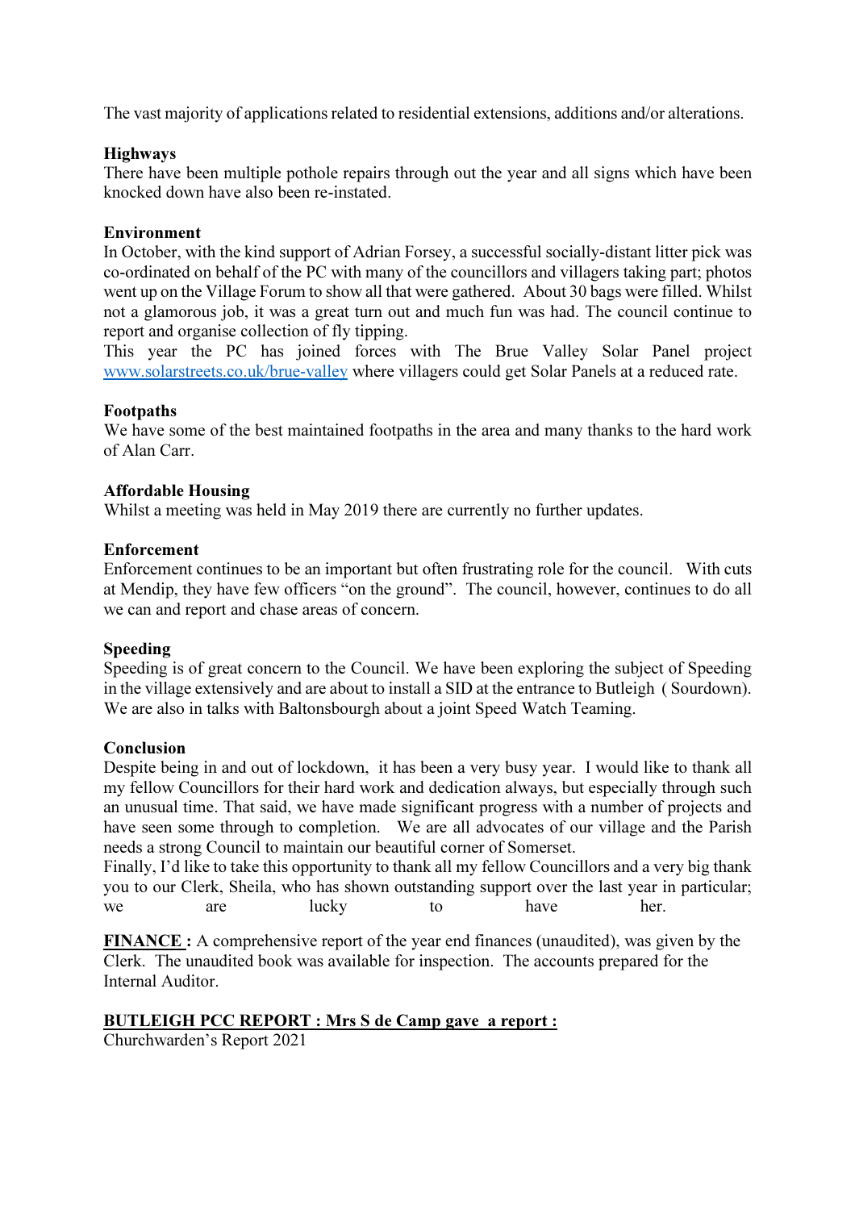The vast majority of applications related to residential extensions, additions and/or alterations.

**Highways**
There have been multiple pothole repairs through out the year and all signs which have been knocked down have also been re-instated.

**Environment**
In October, with the kind support of Adrian Forsey, a successful socially-distant litter pick was co-ordinated on behalf of the PC with many of the councillors and villagers taking part; photos went up on the Village Forum to show all that were gathered. About 30 bags were filled. Whilst not a glamorous job, it was a great turn out and much fun was had. The council continue to report and organise collection of fly tipping.
This year the PC has joined forces with The Brue Valley Solar Panel project [www.solarstreets.co.uk/brue-valley](http://www.solarstreets.co.uk/brue-valley) where villagers could get Solar Panels at a reduced rate.

**Footpaths**
We have some of the best maintained footpaths in the area and many thanks to the hard work of Alan Carr.

**Affordable Housing**
Whilst a meeting was held in May 2019 there are currently no further updates.

**Enforcement**
Enforcement continues to be an important but often frustrating role for the council. With cuts at Mendip, they have few officers "on the ground". The council, however, continues to do all we can and report and chase areas of concern.

**Speeding**
Speeding is of great concern to the Council. We have been exploring the subject of Speeding in the village extensively and are about to install a SID at the entrance to Butleigh ( Sourdown). We are also in talks with Baltonsbourgh about a joint Speed Watch Teaming.

**Conclusion**
Despite being in and out of lockdown, it has been a very busy year. I would like to thank all my fellow Councillors for their hard work and dedication always, but especially through such an unusual time. That said, we have made significant progress with a number of projects and have seen some through to completion. We are all advocates of our village and the Parish needs a strong Council to maintain our beautiful corner of Somerset.
Finally, I'd like to take this opportunity to thank all my fellow Councillors and a very big thank you to our Clerk, Sheila, who has shown outstanding support over the last year in particular; we are lucky to have her.

**FINANCE :** A comprehensive report of the year end finances (unaudited), was given by the Clerk. The unaudited book was available for inspection. The accounts prepared for the Internal Auditor.

**BUTLEIGH PCC REPORT : Mrs S de Camp gave a report :**
Churchwarden's Report 2021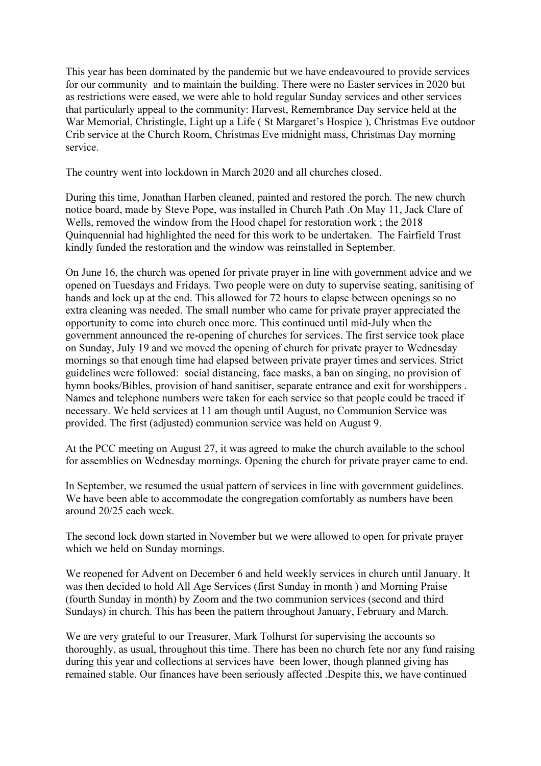This year has been dominated by the pandemic but we have endeavoured to provide services for our community and to maintain the building. There were no Easter services in 2020 but as restrictions were eased, we were able to hold regular Sunday services and other services that particularly appeal to the community: Harvest, Remembrance Day service held at the War Memorial, Christingle, Light up a Life ( St Margaret's Hospice ), Christmas Eve outdoor Crib service at the Church Room, Christmas Eve midnight mass, Christmas Day morning service.

The country went into lockdown in March 2020 and all churches closed.

During this time, Jonathan Harben cleaned, painted and restored the porch. The new church notice board, made by Steve Pope, was installed in Church Path .On May 11, Jack Clare of Wells, removed the window from the Hood chapel for restoration work ; the 2018 Quinquennial had highlighted the need for this work to be undertaken. The Fairfield Trust kindly funded the restoration and the window was reinstalled in September.

On June 16, the church was opened for private prayer in line with government advice and we opened on Tuesdays and Fridays. Two people were on duty to supervise seating, sanitising of hands and lock up at the end. This allowed for 72 hours to elapse between openings so no extra cleaning was needed. The small number who came for private prayer appreciated the opportunity to come into church once more. This continued until mid-July when the government announced the re-opening of churches for services. The first service took place on Sunday, July 19 and we moved the opening of church for private prayer to Wednesday mornings so that enough time had elapsed between private prayer times and services. Strict guidelines were followed: social distancing, face masks, a ban on singing, no provision of hymn books/Bibles, provision of hand sanitiser, separate entrance and exit for worshippers . Names and telephone numbers were taken for each service so that people could be traced if necessary. We held services at 11 am though until August, no Communion Service was provided. The first (adjusted) communion service was held on August 9.

At the PCC meeting on August 27, it was agreed to make the church available to the school for assemblies on Wednesday mornings. Opening the church for private prayer came to end.

In September, we resumed the usual pattern of services in line with government guidelines. We have been able to accommodate the congregation comfortably as numbers have been around 20/25 each week.

The second lock down started in November but we were allowed to open for private prayer which we held on Sunday mornings.

We reopened for Advent on December 6 and held weekly services in church until January. It was then decided to hold All Age Services (first Sunday in month ) and Morning Praise (fourth Sunday in month) by Zoom and the two communion services (second and third Sundays) in church. This has been the pattern throughout January, February and March.

We are very grateful to our Treasurer, Mark Tolhurst for supervising the accounts so thoroughly, as usual, throughout this time. There has been no church fete nor any fund raising during this year and collections at services have been lower, though planned giving has remained stable. Our finances have been seriously affected .Despite this, we have continued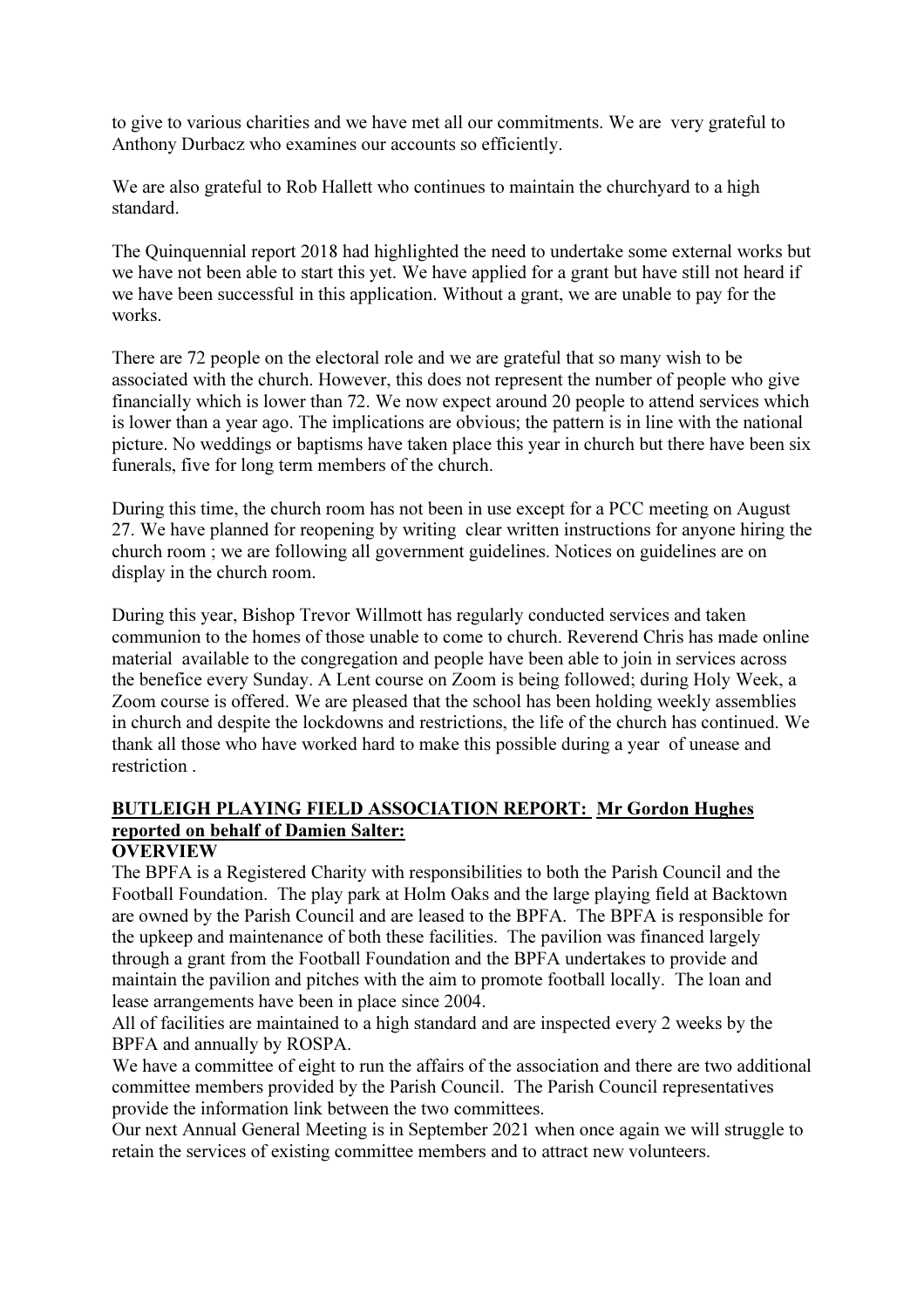to give to various charities and we have met all our commitments. We are very grateful to Anthony Durbacz who examines our accounts so efficiently.

We are also grateful to Rob Hallett who continues to maintain the churchyard to a high standard.

The Quinquennial report 2018 had highlighted the need to undertake some external works but we have not been able to start this yet. We have applied for a grant but have still not heard if we have been successful in this application. Without a grant, we are unable to pay for the works.

There are 72 people on the electoral role and we are grateful that so many wish to be associated with the church. However, this does not represent the number of people who give financially which is lower than 72. We now expect around 20 people to attend services which is lower than a year ago. The implications are obvious; the pattern is in line with the national picture. No weddings or baptisms have taken place this year in church but there have been six funerals, five for long term members of the church.

During this time, the church room has not been in use except for a PCC meeting on August 27. We have planned for reopening by writing clear written instructions for anyone hiring the church room ; we are following all government guidelines. Notices on guidelines are on display in the church room.

During this year, Bishop Trevor Willmott has regularly conducted services and taken communion to the homes of those unable to come to church. Reverend Chris has made online material available to the congregation and people have been able to join in services across the benefice every Sunday. A Lent course on Zoom is being followed; during Holy Week, a Zoom course is offered. We are pleased that the school has been holding weekly assemblies in church and despite the lockdowns and restrictions, the life of the church has continued. We thank all those who have worked hard to make this possible during a year of unease and restriction .

**BUTLEIGH PLAYING FIELD ASSOCIATION REPORT: Mr Gordon Hughes reported on behalf of Damien Salter:**

**OVERVIEW**

The BPFA is a Registered Charity with responsibilities to both the Parish Council and the Football Foundation. The play park at Holm Oaks and the large playing field at Backtown are owned by the Parish Council and are leased to the BPFA. The BPFA is responsible for the upkeep and maintenance of both these facilities. The pavilion was financed largely through a grant from the Football Foundation and the BPFA undertakes to provide and maintain the pavilion and pitches with the aim to promote football locally. The loan and lease arrangements have been in place since 2004.

All of facilities are maintained to a high standard and are inspected every 2 weeks by the BPFA and annually by ROSPA.

We have a committee of eight to run the affairs of the association and there are two additional committee members provided by the Parish Council. The Parish Council representatives provide the information link between the two committees.

Our next Annual General Meeting is in September 2021 when once again we will struggle to retain the services of existing committee members and to attract new volunteers.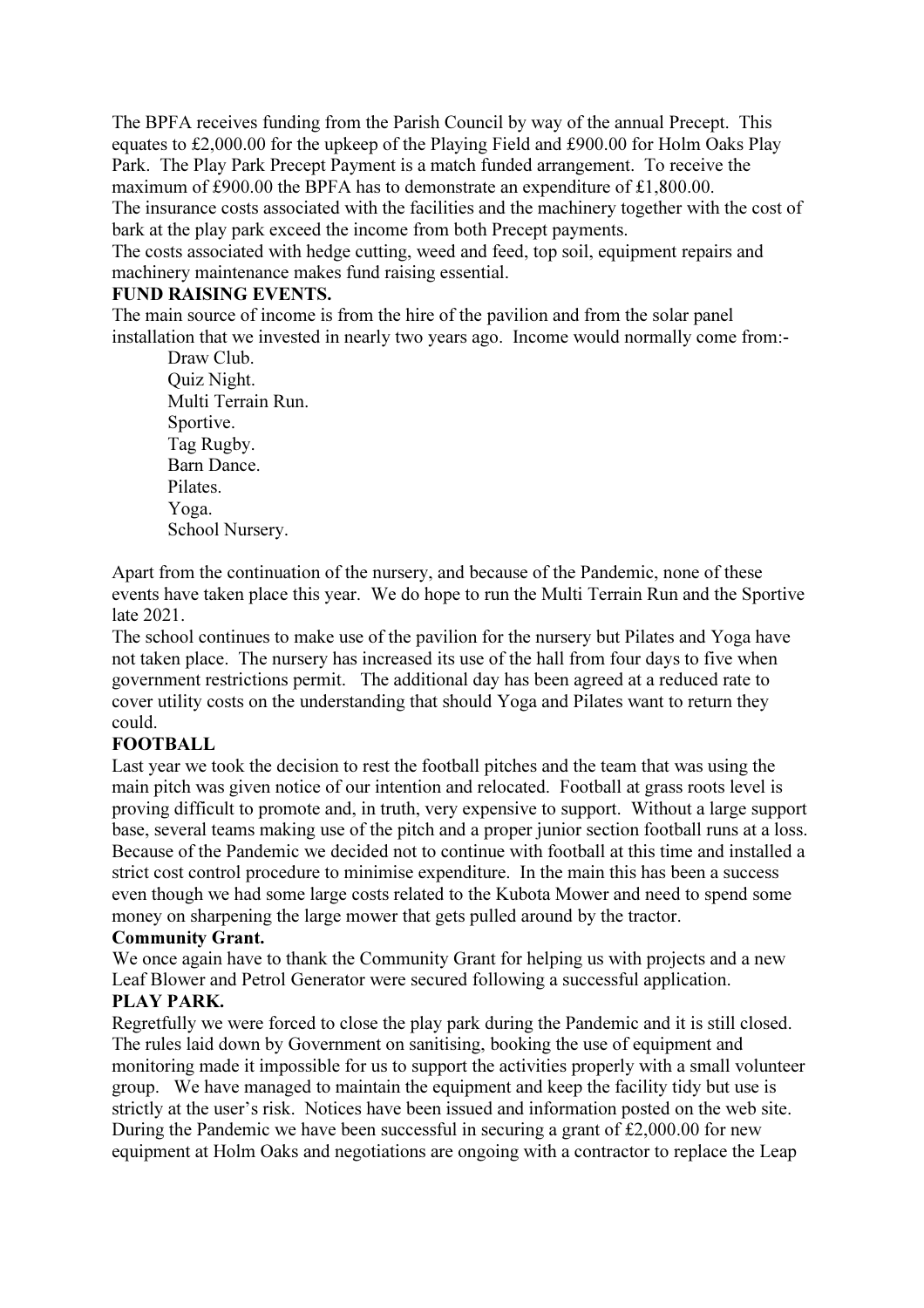The BPFA receives funding from the Parish Council by way of the annual Precept. This equates to £2,000.00 for the upkeep of the Playing Field and £900.00 for Holm Oaks Play Park. The Play Park Precept Payment is a match funded arrangement. To receive the maximum of £900.00 the BPFA has to demonstrate an expenditure of £1,800.00.
The insurance costs associated with the facilities and the machinery together with the cost of bark at the play park exceed the income from both Precept payments.
The costs associated with hedge cutting, weed and feed, top soil, equipment repairs and machinery maintenance makes fund raising essential.

**FUND RAISING EVENTS.**

The main source of income is from the hire of the pavilion and from the solar panel installation that we invested in nearly two years ago. Income would normally come from:-

- Draw Club.
- Quiz Night.
- Multi Terrain Run.
- Sportive.
- Tag Rugby.
- Barn Dance.
- Pilates.
- Yoga.
- School Nursery.

Apart from the continuation of the nursery, and because of the Pandemic, none of these events have taken place this year. We do hope to run the Multi Terrain Run and the Sportive late 2021.
The school continues to make use of the pavilion for the nursery but Pilates and Yoga have not taken place. The nursery has increased its use of the hall from four days to five when government restrictions permit. The additional day has been agreed at a reduced rate to cover utility costs on the understanding that should Yoga and Pilates want to return they could.

**FOOTBALL**

Last year we took the decision to rest the football pitches and the team that was using the main pitch was given notice of our intention and relocated. Football at grass roots level is proving difficult to promote and, in truth, very expensive to support. Without a large support base, several teams making use of the pitch and a proper junior section football runs at a loss. Because of the Pandemic we decided not to continue with football at this time and installed a strict cost control procedure to minimise expenditure. In the main this has been a success even though we had some large costs related to the Kubota Mower and need to spend some money on sharpening the large mower that gets pulled around by the tractor.

**Community Grant.**

We once again have to thank the Community Grant for helping us with projects and a new Leaf Blower and Petrol Generator were secured following a successful application.

**PLAY PARK.**

Regretfully we were forced to close the play park during the Pandemic and it is still closed. The rules laid down by Government on sanitising, booking the use of equipment and monitoring made it impossible for us to support the activities properly with a small volunteer group. We have managed to maintain the equipment and keep the facility tidy but use is strictly at the user's risk. Notices have been issued and information posted on the web site. During the Pandemic we have been successful in securing a grant of £2,000.00 for new equipment at Holm Oaks and negotiations are ongoing with a contractor to replace the Leap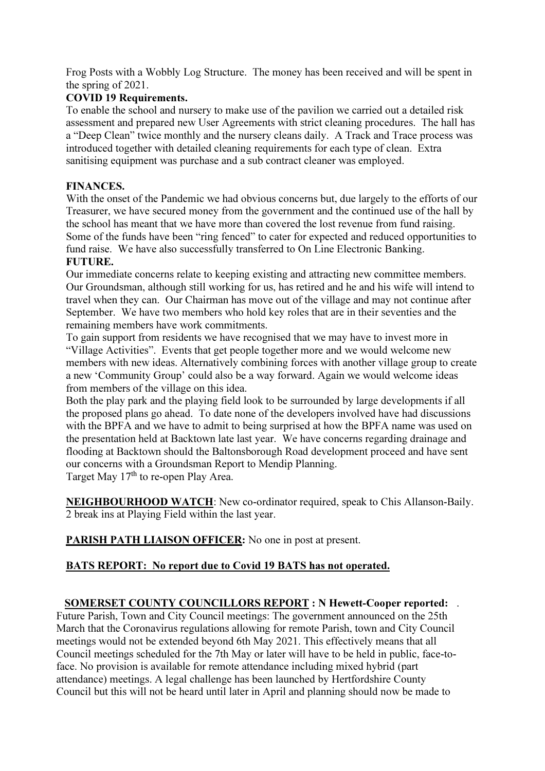Frog Posts with a Wobbly Log Structure. The money has been received and will be spent in the spring of 2021.

**COVID 19 Requirements.**

To enable the school and nursery to make use of the pavilion we carried out a detailed risk assessment and prepared new User Agreements with strict cleaning procedures. The hall has a "Deep Clean" twice monthly and the nursery cleans daily. A Track and Trace process was introduced together with detailed cleaning requirements for each type of clean. Extra sanitising equipment was purchase and a sub contract cleaner was employed.

**FINANCES.**

With the onset of the Pandemic we had obvious concerns but, due largely to the efforts of our Treasurer, we have secured money from the government and the continued use of the hall by the school has meant that we have more than covered the lost revenue from fund raising. Some of the funds have been "ring fenced" to cater for expected and reduced opportunities to fund raise. We have also successfully transferred to On Line Electronic Banking.

**FUTURE.**

Our immediate concerns relate to keeping existing and attracting new committee members. Our Groundsman, although still working for us, has retired and he and his wife will intend to travel when they can. Our Chairman has move out of the village and may not continue after September. We have two members who hold key roles that are in their seventies and the remaining members have work commitments.

To gain support from residents we have recognised that we may have to invest more in "Village Activities". Events that get people together more and we would welcome new members with new ideas. Alternatively combining forces with another village group to create a new 'Community Group' could also be a way forward. Again we would welcome ideas from members of the village on this idea.

Both the play park and the playing field look to be surrounded by large developments if all the proposed plans go ahead. To date none of the developers involved have had discussions with the BPFA and we have to admit to being surprised at how the BPFA name was used on the presentation held at Backtown late last year. We have concerns regarding drainage and flooding at Backtown should the Baltonsborough Road development proceed and have sent our concerns with a Groundsman Report to Mendip Planning.

Target May 17th to re-open Play Area.

**NEIGHBOURHOOD WATCH**: New co-ordinator required, speak to Chis Allanson-Baily. 2 break ins at Playing Field within the last year.

**PARISH PATH LIAISON OFFICER:** No one in post at present.

**BATS REPORT: No report due to Covid 19 BATS has not operated.**

**SOMERSET COUNTY COUNCILLORS REPORT : N Hewett-Cooper reported:** .

Future Parish, Town and City Council meetings: The government announced on the 25th March that the Coronavirus regulations allowing for remote Parish, town and City Council meetings would not be extended beyond 6th May 2021. This effectively means that all Council meetings scheduled for the 7th May or later will have to be held in public, face-to-face. No provision is available for remote attendance including mixed hybrid (part attendance) meetings. A legal challenge has been launched by Hertfordshire County Council but this will not be heard until later in April and planning should now be made to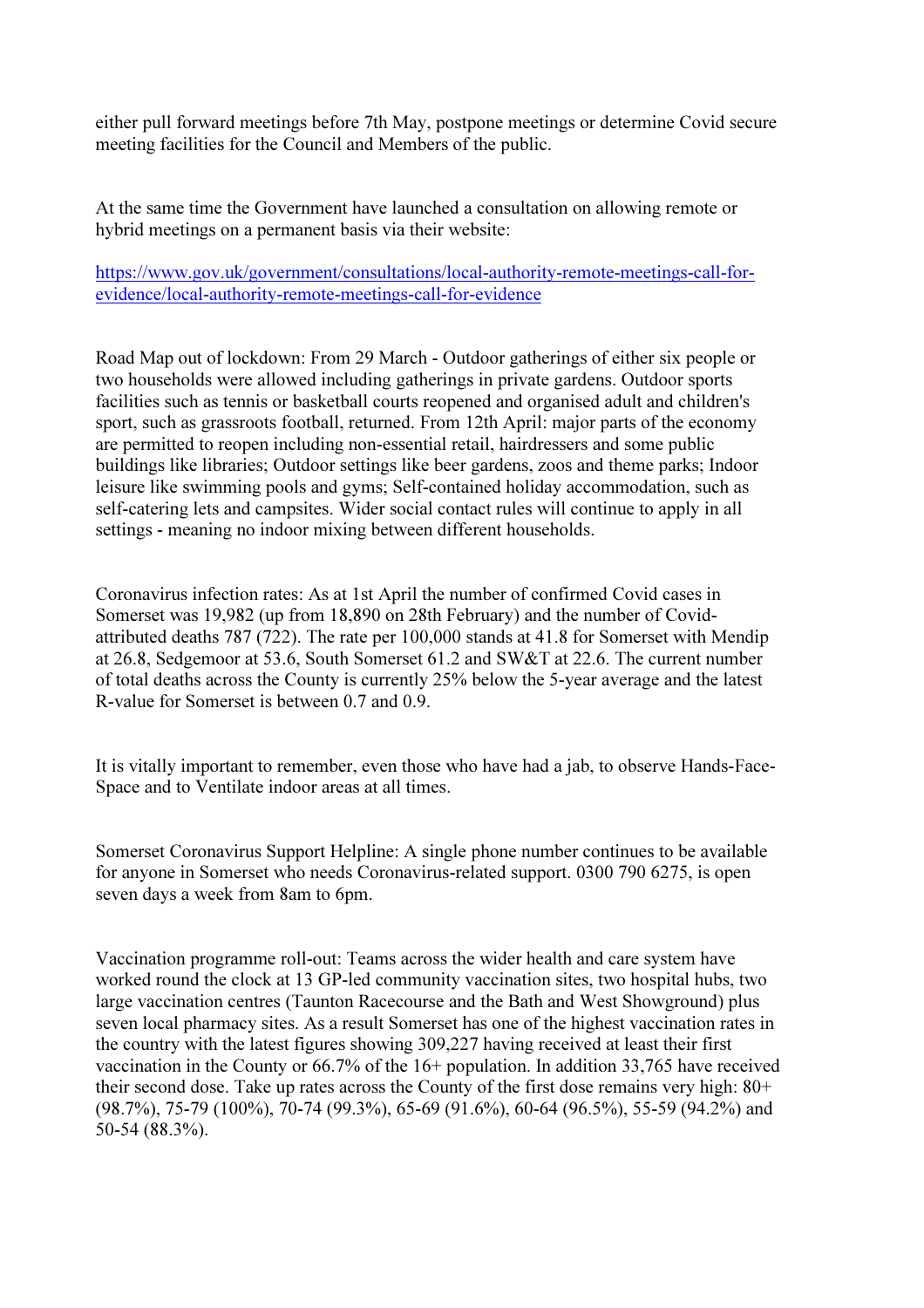either pull forward meetings before 7th May, postpone meetings or determine Covid secure meeting facilities for the Council and Members of the public.

At the same time the Government have launched a consultation on allowing remote or hybrid meetings on a permanent basis via their website:

[https://www.gov.uk/government/consultations/local-authority-remote-meetings-call-for-evidence/local-authority-remote-meetings-call-for-evidence](https://www.gov.uk/government/consultations/local-authority-remote-meetings-call-for-evidence/local-authority-remote-meetings-call-for-evidence)

Road Map out of lockdown: From 29 March - Outdoor gatherings of either six people or two households were allowed including gatherings in private gardens. Outdoor sports facilities such as tennis or basketball courts reopened and organised adult and children's sport, such as grassroots football, returned. From 12th April: major parts of the economy are permitted to reopen including non-essential retail, hairdressers and some public buildings like libraries; Outdoor settings like beer gardens, zoos and theme parks; Indoor leisure like swimming pools and gyms; Self-contained holiday accommodation, such as self-catering lets and campsites. Wider social contact rules will continue to apply in all settings - meaning no indoor mixing between different households.

Coronavirus infection rates: As at 1st April the number of confirmed Covid cases in Somerset was 19,982 (up from 18,890 on 28th February) and the number of Covid-attributed deaths 787 (722). The rate per 100,000 stands at 41.8 for Somerset with Mendip at 26.8, Sedgemoor at 53.6, South Somerset 61.2 and SW&T at 22.6. The current number of total deaths across the County is currently 25% below the 5-year average and the latest R-value for Somerset is between 0.7 and 0.9.

It is vitally important to remember, even those who have had a jab, to observe Hands-Face-Space and to Ventilate indoor areas at all times.

Somerset Coronavirus Support Helpline: A single phone number continues to be available for anyone in Somerset who needs Coronavirus-related support. 0300 790 6275, is open seven days a week from 8am to 6pm.

Vaccination programme roll-out: Teams across the wider health and care system have worked round the clock at 13 GP-led community vaccination sites, two hospital hubs, two large vaccination centres (Taunton Racecourse and the Bath and West Showground) plus seven local pharmacy sites. As a result Somerset has one of the highest vaccination rates in the country with the latest figures showing 309,227 having received at least their first vaccination in the County or 66.7% of the 16+ population. In addition 33,765 have received their second dose. Take up rates across the County of the first dose remains very high: 80+ (98.7%), 75-79 (100%), 70-74 (99.3%), 65-69 (91.6%), 60-64 (96.5%), 55-59 (94.2%) and 50-54 (88.3%).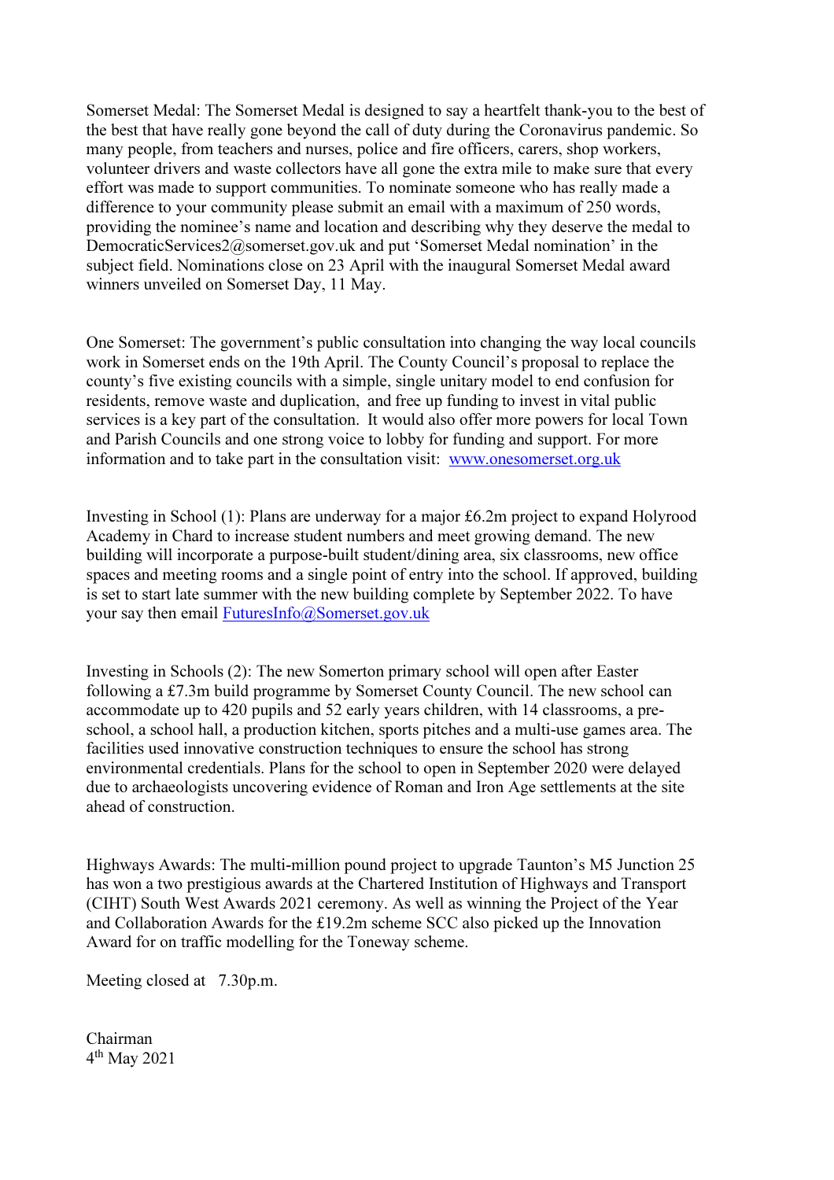Somerset Medal: The Somerset Medal is designed to say a heartfelt thank-you to the best of the best that have really gone beyond the call of duty during the Coronavirus pandemic. So many people, from teachers and nurses, police and fire officers, carers, shop workers, volunteer drivers and waste collectors have all gone the extra mile to make sure that every effort was made to support communities. To nominate someone who has really made a difference to your community please submit an email with a maximum of 250 words, providing the nominee's name and location and describing why they deserve the medal to DemocraticServices2@somerset.gov.uk and put 'Somerset Medal nomination' in the subject field. Nominations close on 23 April with the inaugural Somerset Medal award winners unveiled on Somerset Day, 11 May.

One Somerset: The government's public consultation into changing the way local councils work in Somerset ends on the 19th April. The County Council's proposal to replace the county's five existing councils with a simple, single unitary model to end confusion for residents, remove waste and duplication, and free up funding to invest in vital public services is a key part of the consultation. It would also offer more powers for local Town and Parish Councils and one strong voice to lobby for funding and support. For more information and to take part in the consultation visit: www.onesomerset.org.uk

Investing in School (1): Plans are underway for a major £6.2m project to expand Holyrood Academy in Chard to increase student numbers and meet growing demand. The new building will incorporate a purpose-built student/dining area, six classrooms, new office spaces and meeting rooms and a single point of entry into the school. If approved, building is set to start late summer with the new building complete by September 2022. To have your say then email FuturesInfo@Somerset.gov.uk

Investing in Schools (2): The new Somerton primary school will open after Easter following a £7.3m build programme by Somerset County Council. The new school can accommodate up to 420 pupils and 52 early years children, with 14 classrooms, a pre-school, a school hall, a production kitchen, sports pitches and a multi-use games area. The facilities used innovative construction techniques to ensure the school has strong environmental credentials. Plans for the school to open in September 2020 were delayed due to archaeologists uncovering evidence of Roman and Iron Age settlements at the site ahead of construction.

Highways Awards: The multi-million pound project to upgrade Taunton's M5 Junction 25 has won a two prestigious awards at the Chartered Institution of Highways and Transport (CIHT) South West Awards 2021 ceremony. As well as winning the Project of the Year and Collaboration Awards for the £19.2m scheme SCC also picked up the Innovation Award for on traffic modelling for the Toneway scheme.

Meeting closed at 7.30p.m.

Chairman
4th May 2021